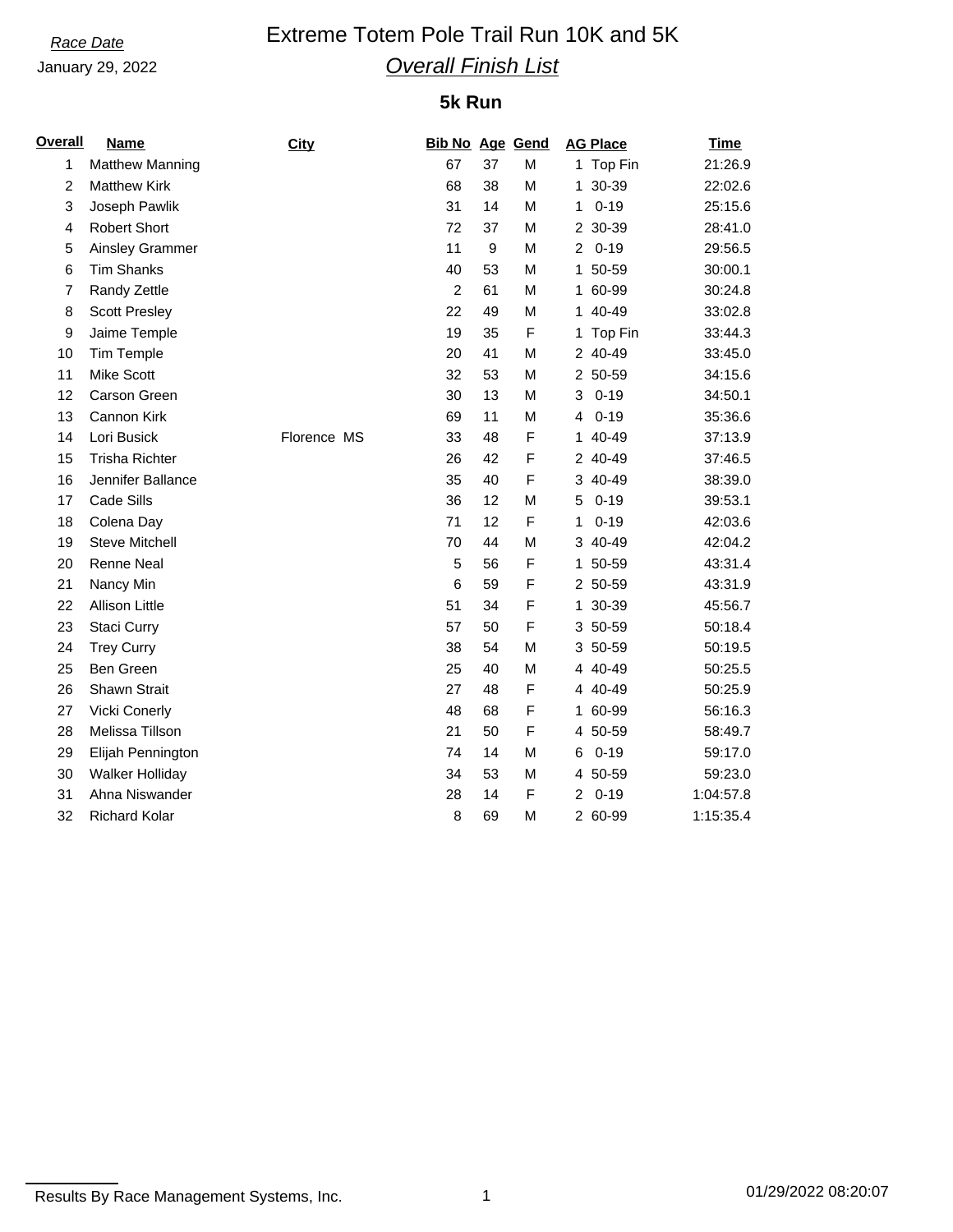*Race Date*

January 29, 2022

# Extreme Totem Pole Trail Run 10K and 5K

## *Overall Finish List*

### 5k Run

| Overall | Name | City | Bib No | Age | Gend | AG Place | Time |
|---|---|---|---|---|---|---|---|
| 1 | Matthew Manning | | 67 | 37 | M | 1 Top Fin | 21:26.9 |
| 2 | Matthew Kirk | | 68 | 38 | M | 1 30-39 | 22:02.6 |
| 3 | Joseph Pawlik | | 31 | 14 | M | 1 0-19 | 25:15.6 |
| 4 | Robert Short | | 72 | 37 | M | 2 30-39 | 28:41.0 |
| 5 | Ainsley Grammer | | 11 | 9 | M | 2 0-19 | 29:56.5 |
| 6 | Tim Shanks | | 40 | 53 | M | 1 50-59 | 30:00.1 |
| 7 | Randy Zettle | | 2 | 61 | M | 1 60-99 | 30:24.8 |
| 8 | Scott Presley | | 22 | 49 | M | 1 40-49 | 33:02.8 |
| 9 | Jaime Temple | | 19 | 35 | F | 1 Top Fin | 33:44.3 |
| 10 | Tim Temple | | 20 | 41 | M | 2 40-49 | 33:45.0 |
| 11 | Mike Scott | | 32 | 53 | M | 2 50-59 | 34:15.6 |
| 12 | Carson Green | | 30 | 13 | M | 3 0-19 | 34:50.1 |
| 13 | Cannon Kirk | | 69 | 11 | M | 4 0-19 | 35:36.6 |
| 14 | Lori Busick | Florence MS | 33 | 48 | F | 1 40-49 | 37:13.9 |
| 15 | Trisha Richter | | 26 | 42 | F | 2 40-49 | 37:46.5 |
| 16 | Jennifer Ballance | | 35 | 40 | F | 3 40-49 | 38:39.0 |
| 17 | Cade Sills | | 36 | 12 | M | 5 0-19 | 39:53.1 |
| 18 | Colena Day | | 71 | 12 | F | 1 0-19 | 42:03.6 |
| 19 | Steve Mitchell | | 70 | 44 | M | 3 40-49 | 42:04.2 |
| 20 | Renne Neal | | 5 | 56 | F | 1 50-59 | 43:31.4 |
| 21 | Nancy Min | | 6 | 59 | F | 2 50-59 | 43:31.9 |
| 22 | Allison Little | | 51 | 34 | F | 1 30-39 | 45:56.7 |
| 23 | Staci Curry | | 57 | 50 | F | 3 50-59 | 50:18.4 |
| 24 | Trey Curry | | 38 | 54 | M | 3 50-59 | 50:19.5 |
| 25 | Ben Green | | 25 | 40 | M | 4 40-49 | 50:25.5 |
| 26 | Shawn Strait | | 27 | 48 | F | 4 40-49 | 50:25.9 |
| 27 | Vicki Conerly | | 48 | 68 | F | 1 60-99 | 56:16.3 |
| 28 | Melissa Tillson | | 21 | 50 | F | 4 50-59 | 58:49.7 |
| 29 | Elijah Pennington | | 74 | 14 | M | 6 0-19 | 59:17.0 |
| 30 | Walker Holliday | | 34 | 53 | M | 4 50-59 | 59:23.0 |
| 31 | Ahna Niswander | | 28 | 14 | F | 2 0-19 | 1:04:57.8 |
| 32 | Richard Kolar | | 8 | 69 | M | 2 60-99 | 1:15:35.4 |

Results By Race Management Systems, Inc. 01/29/2022 08:20:07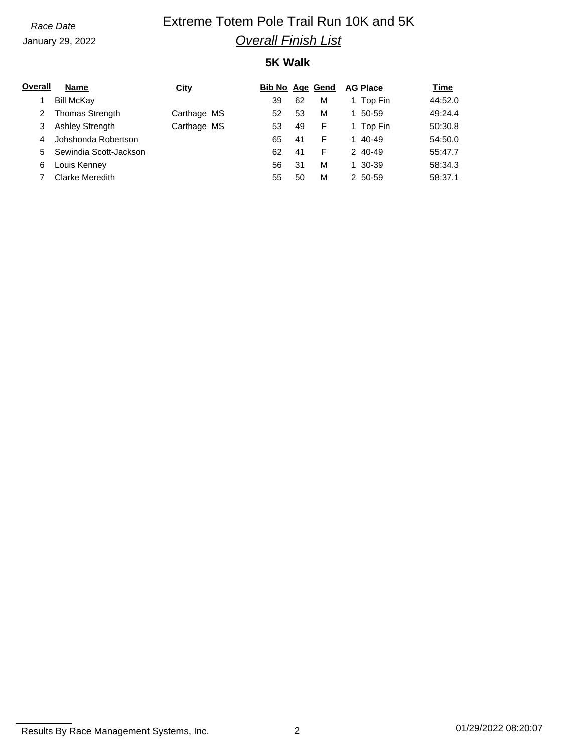*Race Date*

January 29, 2022

# Extreme Totem Pole Trail Run 10K and 5K

## *Overall Finish List*

### 5K Walk

| Overall | Name | City | Bib No | Age | Gend | AG Place | Time |
|---|---|---|---|---|---|---|---|
| 1 | Bill McKay | | 39 | 62 | M | 1 Top Fin | 44:52.0 |
| 2 | Thomas Strength | Carthage MS | 52 | 53 | M | 1 50-59 | 49:24.4 |
| 3 | Ashley Strength | Carthage MS | 53 | 49 | F | 1 Top Fin | 50:30.8 |
| 4 | Johshonda Robertson | | 65 | 41 | F | 1 40-49 | 54:50.0 |
| 5 | Sewindia Scott-Jackson | | 62 | 41 | F | 2 40-49 | 55:47.7 |
| 6 | Louis Kenney | | 56 | 31 | M | 1 30-39 | 58:34.3 |
| 7 | Clarke Meredith | | 55 | 50 | M | 2 50-59 | 58:37.1 |

Results By Race Management Systems, Inc. 01/29/2022 08:20:07